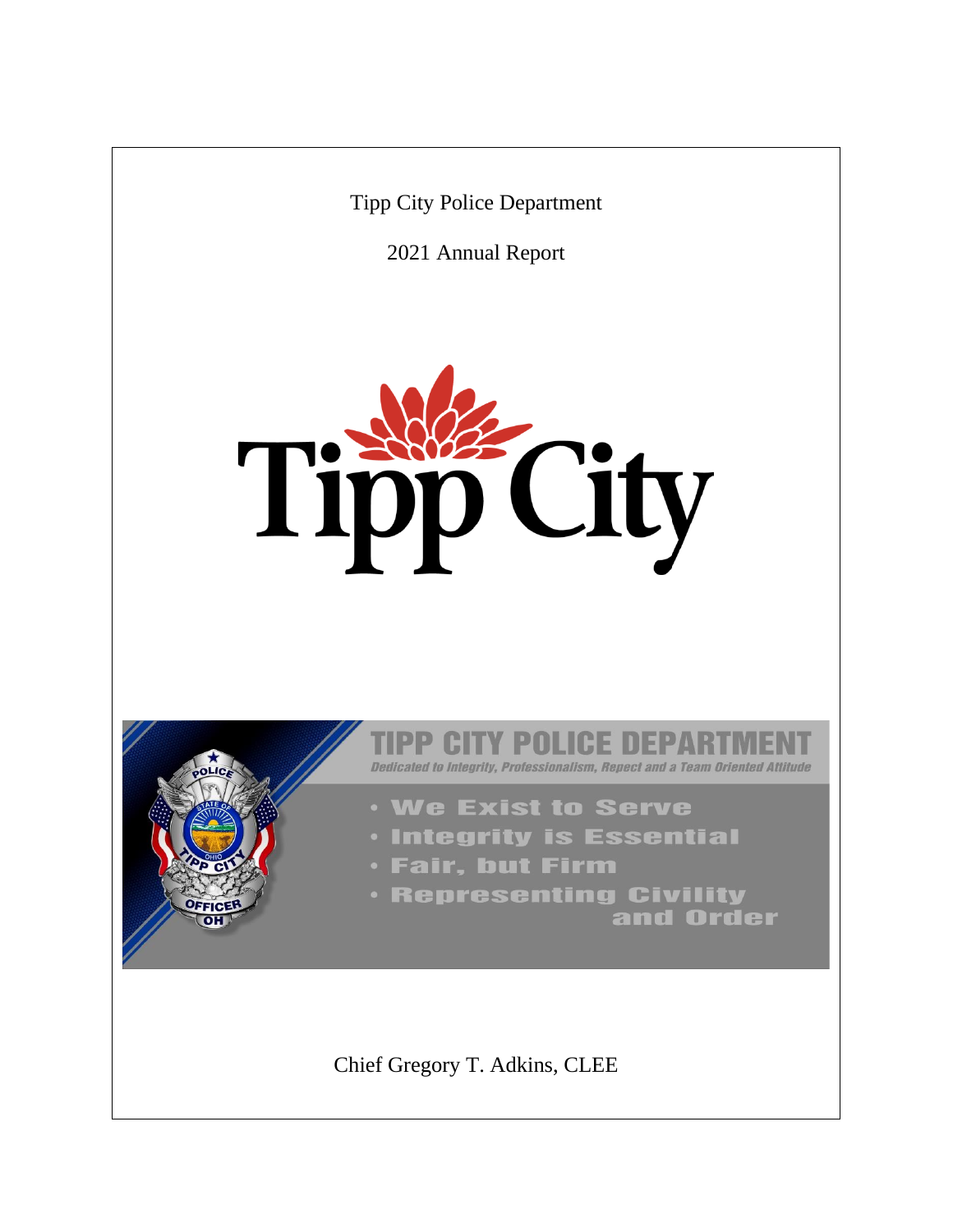Tipp City Police Department

2021 Annual Report

Tipp City

# TIPP CITY POLICE DEPARTMENT

*Dedicated to Integrity, Professionalism, Repect and a Team Oriented Attitude*

- We Exist to Serve
- Integrity is Essential
- Fair, but Firm
- Representing Civility and Order

Chief Gregory T. Adkins, CLEE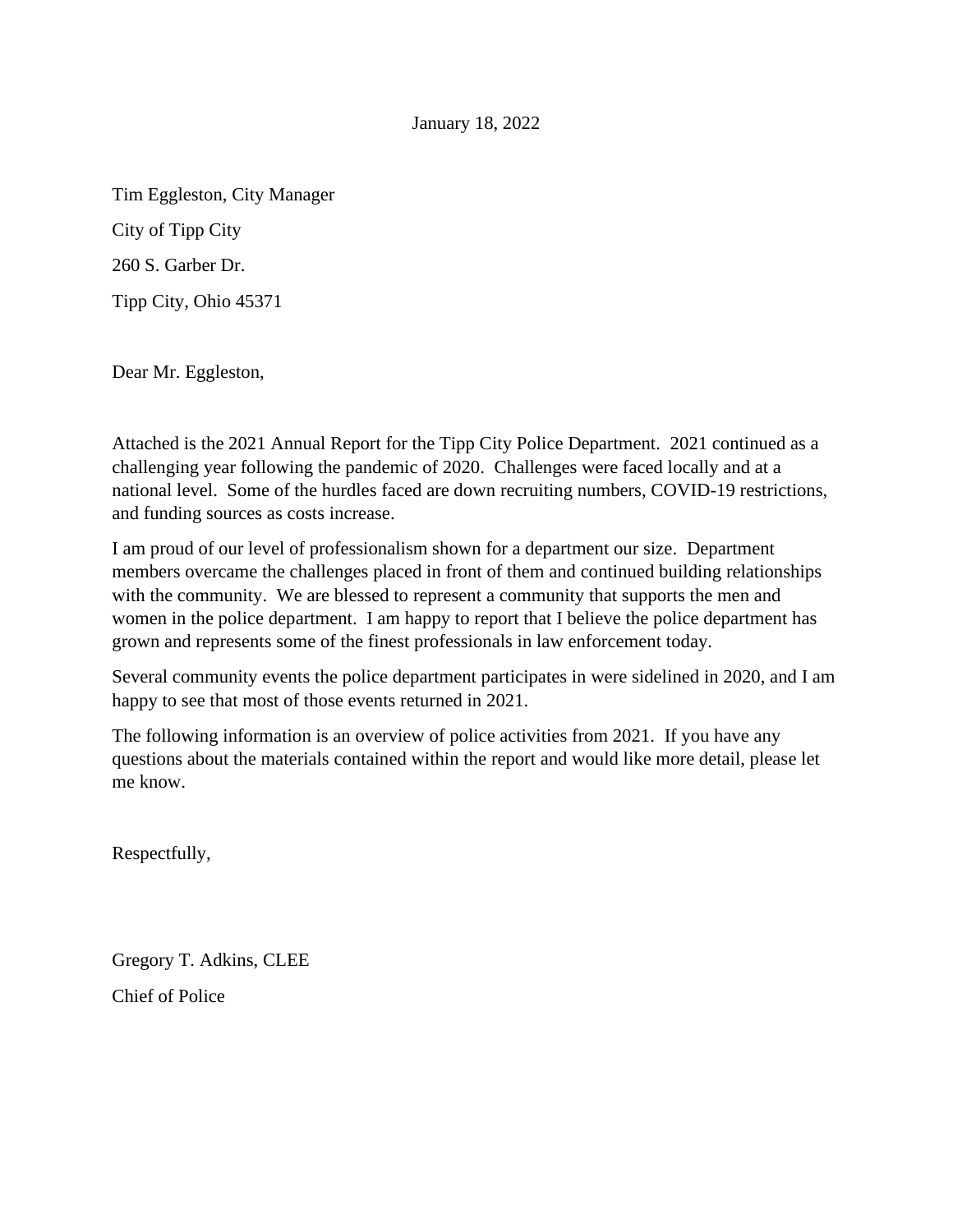January 18, 2022

Tim Eggleston, City Manager

City of Tipp City

260 S. Garber Dr.

Tipp City, Ohio 45371

Dear Mr. Eggleston,

Attached is the 2021 Annual Report for the Tipp City Police Department. 2021 continued as a challenging year following the pandemic of 2020. Challenges were faced locally and at a national level. Some of the hurdles faced are down recruiting numbers, COVID-19 restrictions, and funding sources as costs increase.

I am proud of our level of professionalism shown for a department our size. Department members overcame the challenges placed in front of them and continued building relationships with the community. We are blessed to represent a community that supports the men and women in the police department. I am happy to report that I believe the police department has grown and represents some of the finest professionals in law enforcement today.

Several community events the police department participates in were sidelined in 2020, and I am happy to see that most of those events returned in 2021.

The following information is an overview of police activities from 2021. If you have any questions about the materials contained within the report and would like more detail, please let me know.

Respectfully,

Gregory T. Adkins, CLEE

Chief of Police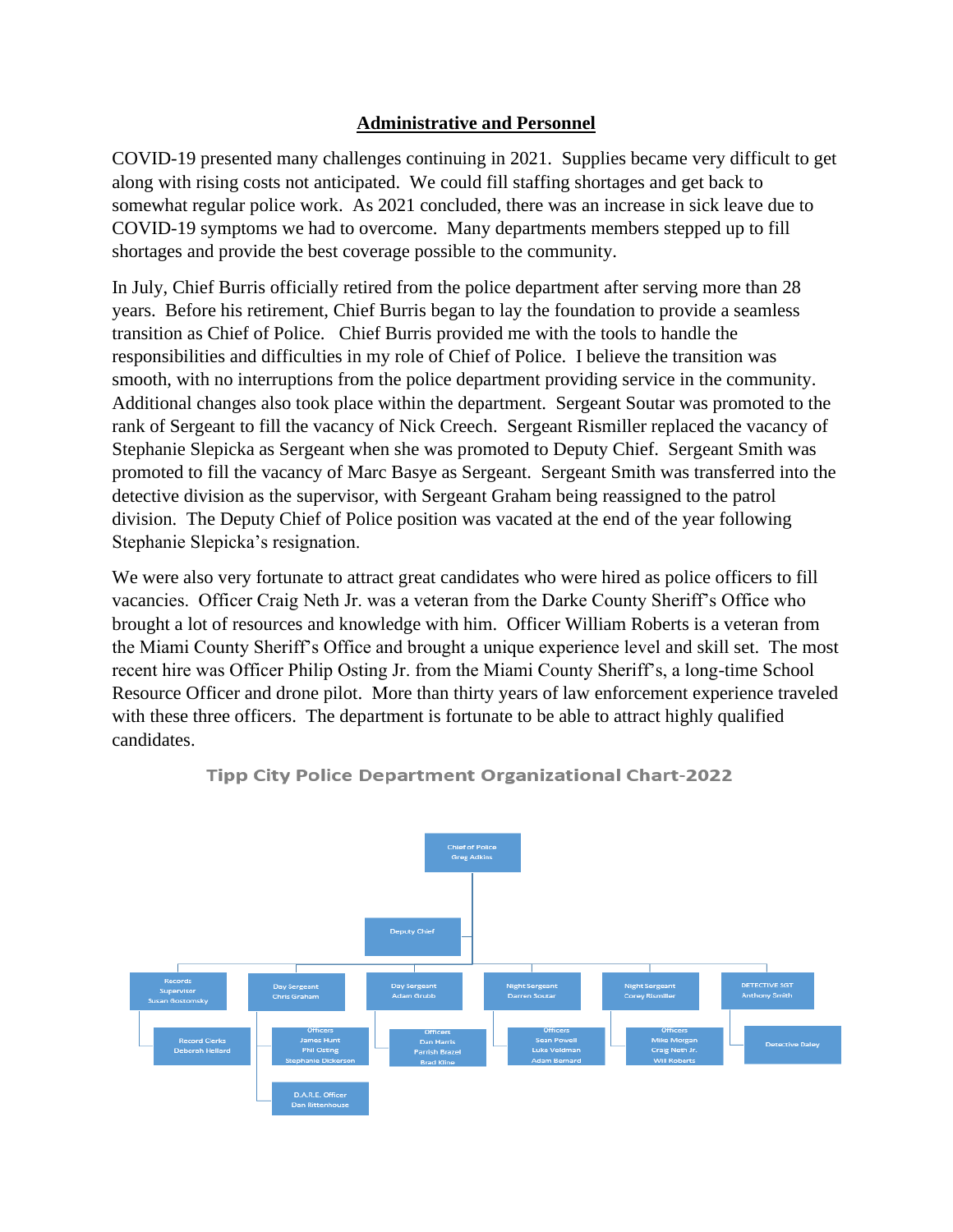## Administrative and Personnel

COVID-19 presented many challenges continuing in 2021. Supplies became very difficult to get along with rising costs not anticipated. We could fill staffing shortages and get back to somewhat regular police work. As 2021 concluded, there was an increase in sick leave due to COVID-19 symptoms we had to overcome. Many departments members stepped up to fill shortages and provide the best coverage possible to the community.

In July, Chief Burris officially retired from the police department after serving more than 28 years. Before his retirement, Chief Burris began to lay the foundation to provide a seamless transition as Chief of Police. Chief Burris provided me with the tools to handle the responsibilities and difficulties in my role of Chief of Police. I believe the transition was smooth, with no interruptions from the police department providing service in the community. Additional changes also took place within the department. Sergeant Soutar was promoted to the rank of Sergeant to fill the vacancy of Nick Creech. Sergeant Rismiller replaced the vacancy of Stephanie Slepicka as Sergeant when she was promoted to Deputy Chief. Sergeant Smith was promoted to fill the vacancy of Marc Basye as Sergeant. Sergeant Smith was transferred into the detective division as the supervisor, with Sergeant Graham being reassigned to the patrol division. The Deputy Chief of Police position was vacated at the end of the year following Stephanie Slepicka's resignation.

We were also very fortunate to attract great candidates who were hired as police officers to fill vacancies. Officer Craig Neth Jr. was a veteran from the Darke County Sheriff's Office who brought a lot of resources and knowledge with him. Officer William Roberts is a veteran from the Miami County Sheriff's Office and brought a unique experience level and skill set. The most recent hire was Officer Philip Osting Jr. from the Miami County Sheriff's, a long-time School Resource Officer and drone pilot. More than thirty years of law enforcement experience traveled with these three officers. The department is fortunate to be able to attract highly qualified candidates.

**Tipp City Police Department Organizational Chart-2022**

- Chief of Police – Greg Adkins
  - Deputy Chief
  - Records Supervisor – Susan Gostomsky
    - Record Clerks – Deborah Hellard
  - Day Sergeant – Chris Graham
    - Officers – James Hunt, Phil Osting, Stephanie Dickerson
    - D.A.R.E. Officer – Dan Rittenhouse
  - Day Sergeant – Adam Grubb
    - Officers – Dan Harris, Parrish Brazel, Brad Kline
  - Night Sergeant – Darren Soutar
    - Officers – Sean Powell, Luke Veldman, Adam Bernard
  - Night Sergeant – Corey Rismiller
    - Officers – Mike Morgan, Craig Neth Jr., Will Roberts
  - DETECTIVE SGT – Anthony Smith
    - Detective Daley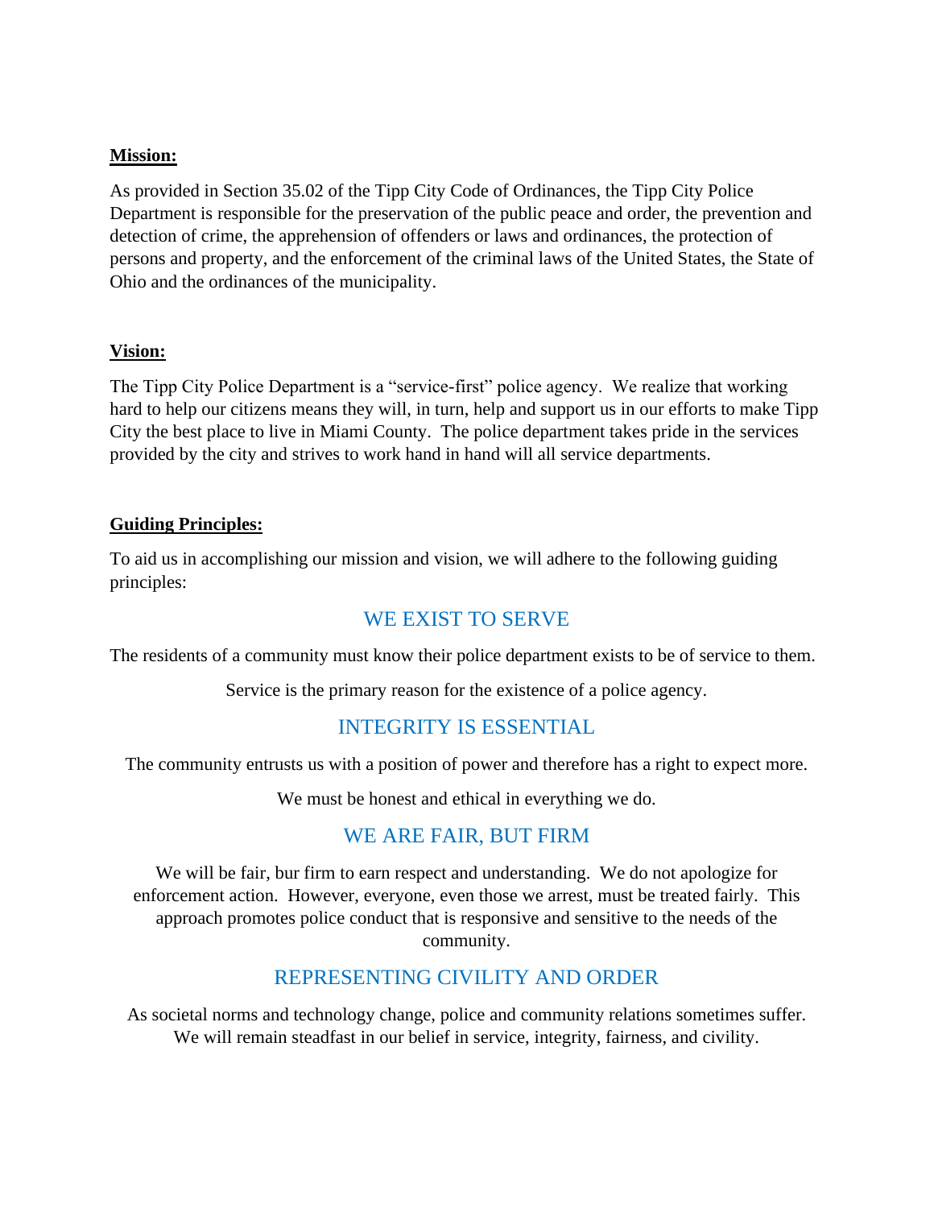**Mission:**

As provided in Section 35.02 of the Tipp City Code of Ordinances, the Tipp City Police Department is responsible for the preservation of the public peace and order, the prevention and detection of crime, the apprehension of offenders or laws and ordinances, the protection of persons and property, and the enforcement of the criminal laws of the United States, the State of Ohio and the ordinances of the municipality.

**Vision:**

The Tipp City Police Department is a "service-first" police agency. We realize that working hard to help our citizens means they will, in turn, help and support us in our efforts to make Tipp City the best place to live in Miami County. The police department takes pride in the services provided by the city and strives to work hand in hand will all service departments.

**Guiding Principles:**

To aid us in accomplishing our mission and vision, we will adhere to the following guiding principles:

## WE EXIST TO SERVE

The residents of a community must know their police department exists to be of service to them.

Service is the primary reason for the existence of a police agency.

## INTEGRITY IS ESSENTIAL

The community entrusts us with a position of power and therefore has a right to expect more.

We must be honest and ethical in everything we do.

## WE ARE FAIR, BUT FIRM

We will be fair, bur firm to earn respect and understanding. We do not apologize for enforcement action. However, everyone, even those we arrest, must be treated fairly. This approach promotes police conduct that is responsive and sensitive to the needs of the community.

## REPRESENTING CIVILITY AND ORDER

As societal norms and technology change, police and community relations sometimes suffer. We will remain steadfast in our belief in service, integrity, fairness, and civility.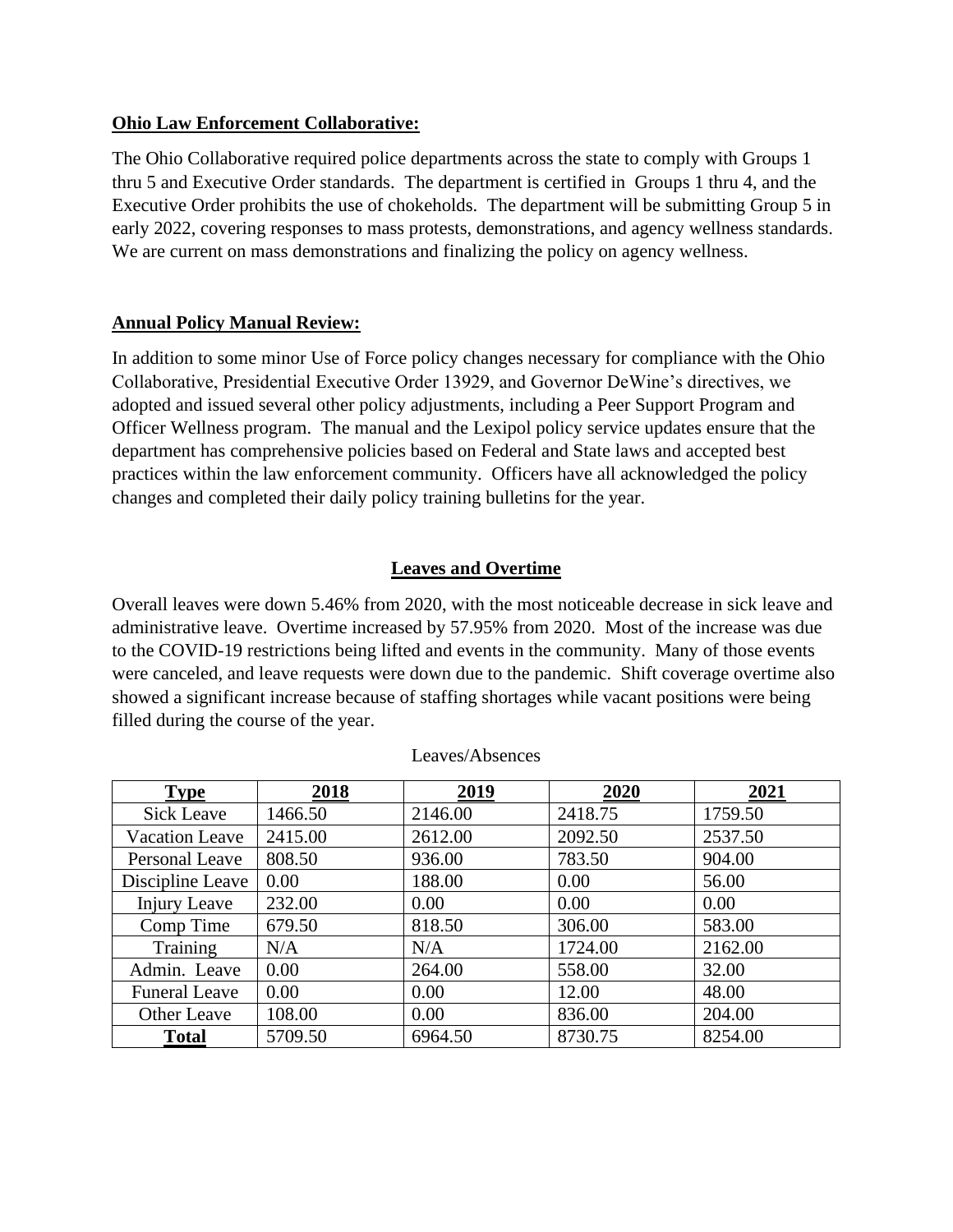**Ohio Law Enforcement Collaborative:**

The Ohio Collaborative required police departments across the state to comply with Groups 1 thru 5 and Executive Order standards. The department is certified in Groups 1 thru 4, and the Executive Order prohibits the use of chokeholds. The department will be submitting Group 5 in early 2022, covering responses to mass protests, demonstrations, and agency wellness standards. We are current on mass demonstrations and finalizing the policy on agency wellness.

**Annual Policy Manual Review:**

In addition to some minor Use of Force policy changes necessary for compliance with the Ohio Collaborative, Presidential Executive Order 13929, and Governor DeWine's directives, we adopted and issued several other policy adjustments, including a Peer Support Program and Officer Wellness program. The manual and the Lexipol policy service updates ensure that the department has comprehensive policies based on Federal and State laws and accepted best practices within the law enforcement community. Officers have all acknowledged the policy changes and completed their daily policy training bulletins for the year.

## Leaves and Overtime

Overall leaves were down 5.46% from 2020, with the most noticeable decrease in sick leave and administrative leave. Overtime increased by 57.95% from 2020. Most of the increase was due to the COVID-19 restrictions being lifted and events in the community. Many of those events were canceled, and leave requests were down due to the pandemic. Shift coverage overtime also showed a significant increase because of staffing shortages while vacant positions were being filled during the course of the year.

Leaves/Absences

| **Type** | **2018** | **2019** | **2020** | **2021** |
|---|---|---|---|---|
| Sick Leave | 1466.50 | 2146.00 | 2418.75 | 1759.50 |
| Vacation Leave | 2415.00 | 2612.00 | 2092.50 | 2537.50 |
| Personal Leave | 808.50 | 936.00 | 783.50 | 904.00 |
| Discipline Leave | 0.00 | 188.00 | 0.00 | 56.00 |
| Injury Leave | 232.00 | 0.00 | 0.00 | 0.00 |
| Comp Time | 679.50 | 818.50 | 306.00 | 583.00 |
| Training | N/A | N/A | 1724.00 | 2162.00 |
| Admin. Leave | 0.00 | 264.00 | 558.00 | 32.00 |
| Funeral Leave | 0.00 | 0.00 | 12.00 | 48.00 |
| Other Leave | 108.00 | 0.00 | 836.00 | 204.00 |
| **Total** | 5709.50 | 6964.50 | 8730.75 | 8254.00 |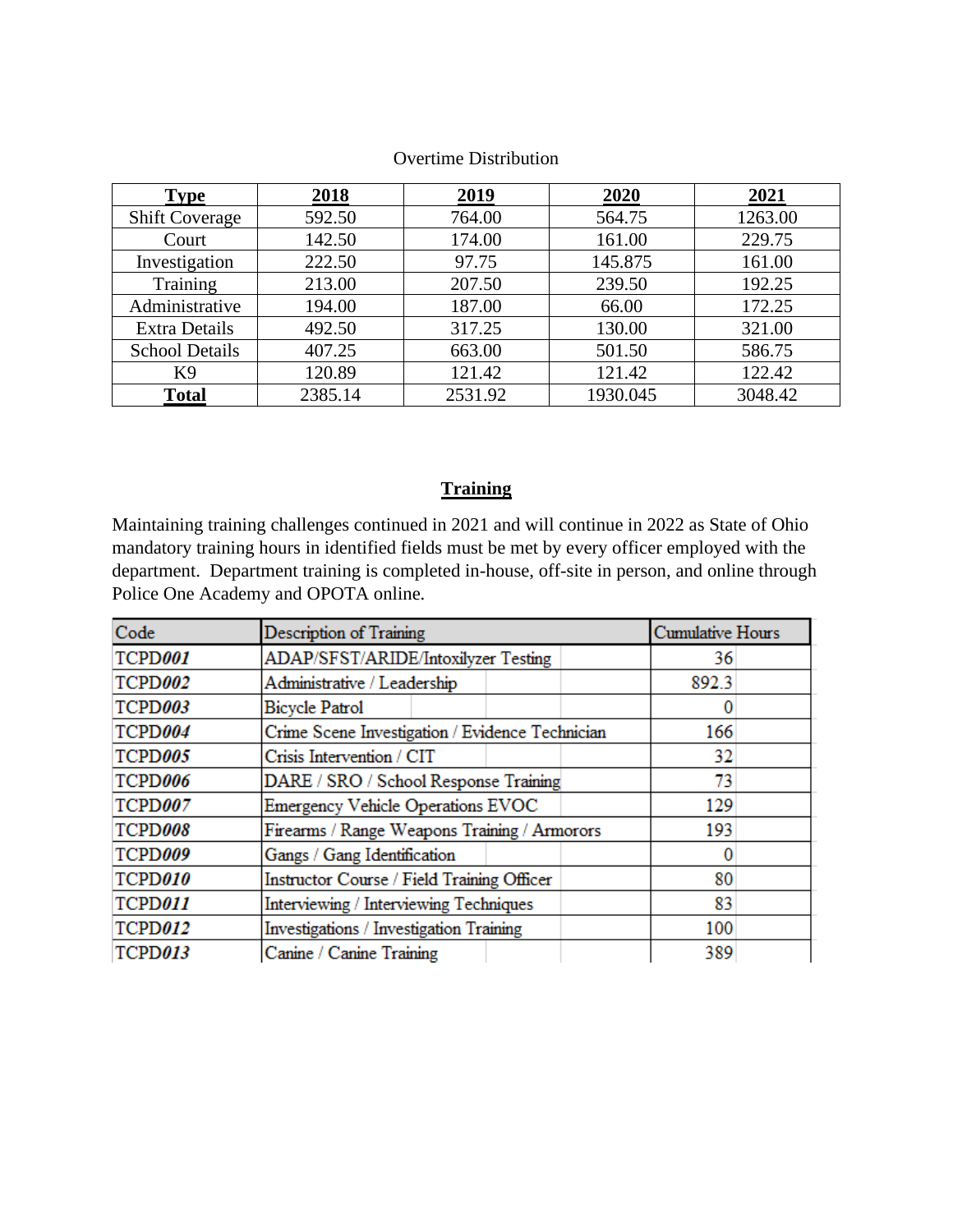Overtime Distribution

| **Type** | **2018** | **2019** | **2020** | **2021** |
|---|---|---|---|---|
| Shift Coverage | 592.50 | 764.00 | 564.75 | 1263.00 |
| Court | 142.50 | 174.00 | 161.00 | 229.75 |
| Investigation | 222.50 | 97.75 | 145.875 | 161.00 |
| Training | 213.00 | 207.50 | 239.50 | 192.25 |
| Administrative | 194.00 | 187.00 | 66.00 | 172.25 |
| Extra Details | 492.50 | 317.25 | 130.00 | 321.00 |
| School Details | 407.25 | 663.00 | 501.50 | 586.75 |
| K9 | 120.89 | 121.42 | 121.42 | 122.42 |
| **Total** | 2385.14 | 2531.92 | 1930.045 | 3048.42 |

## **Training**

Maintaining training challenges continued in 2021 and will continue in 2022 as State of Ohio mandatory training hours in identified fields must be met by every officer employed with the department. Department training is completed in-house, off-site in person, and online through Police One Academy and OPOTA online.

| Code | Description of Training | Cumulative Hours |
|---|---|---|
| TCPD***001*** | ADAP/SFST/ARIDE/Intoxilyzer Testing | 36 |
| TCPD***002*** | Administrative / Leadership | 892.3 |
| TCPD***003*** | Bicycle Patrol | 0 |
| TCPD***004*** | Crime Scene Investigation / Evidence Technician | 166 |
| TCPD***005*** | Crisis Intervention / CIT | 32 |
| TCPD***006*** | DARE / SRO / School Response Training | 73 |
| TCPD***007*** | Emergency Vehicle Operations EVOC | 129 |
| TCPD***008*** | Firearms / Range Weapons Training / Armorors | 193 |
| TCPD***009*** | Gangs / Gang Identification | 0 |
| TCPD***010*** | Instructor Course / Field Training Officer | 80 |
| TCPD***011*** | Interviewing / Interviewing Techniques | 83 |
| TCPD***012*** | Investigations / Investigation Training | 100 |
| TCPD***013*** | Canine / Canine Training | 389 |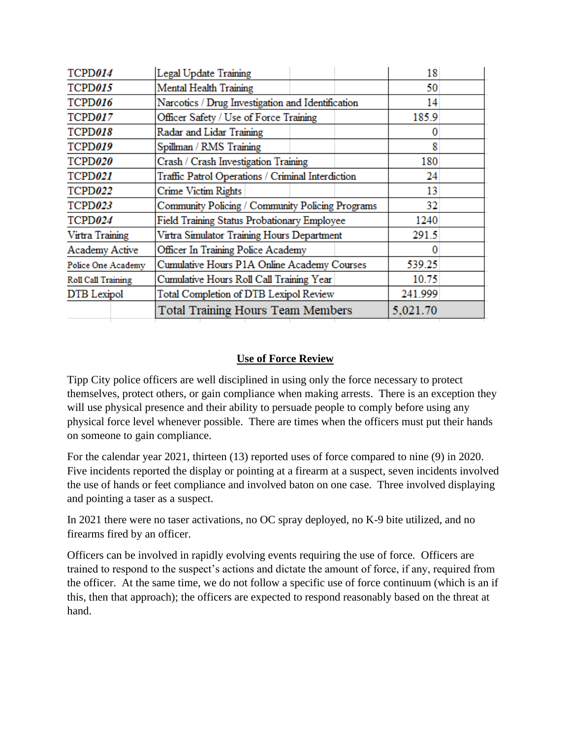| | | |
|---|---|---|
| TCPD***014*** | Legal Update Training | 18 |
| TCPD***015*** | Mental Health Training | 50 |
| TCPD***016*** | Narcotics / Drug Investigation and Identification | 14 |
| TCPD***017*** | Officer Safety / Use of Force Training | 185.9 |
| TCPD***018*** | Radar and Lidar Training | 0 |
| TCPD***019*** | Spillman / RMS Training | 8 |
| TCPD***020*** | Crash / Crash Investigation Training | 180 |
| TCPD***021*** | Traffic Patrol Operations / Criminal Interdiction | 24 |
| TCPD***022*** | Crime Victim Rights | 13 |
| TCPD***023*** | Community Policing / Community Policing Programs | 32 |
| TCPD***024*** | Field Training Status Probationary Employee | 1240 |
| Virtra Training | Virtra Simulator Training Hours Department | 291.5 |
| Academy Active | Officer In Training Police Academy | 0 |
| Police One Academy | Cumulative Hours P1A Online Academy Courses | 539.25 |
| Roll Call Training | Cumulative Hours Roll Call Training Year | 10.75 |
| DTB Lexipol | Total Completion of DTB Lexipol Review | 241.999 |
| | Total Training Hours Team Members | 5,021.70 |

## Use of Force Review

Tipp City police officers are well disciplined in using only the force necessary to protect themselves, protect others, or gain compliance when making arrests. There is an exception they will use physical presence and their ability to persuade people to comply before using any physical force level whenever possible. There are times when the officers must put their hands on someone to gain compliance.

For the calendar year 2021, thirteen (13) reported uses of force compared to nine (9) in 2020. Five incidents reported the display or pointing at a firearm at a suspect, seven incidents involved the use of hands or feet compliance and involved baton on one case. Three involved displaying and pointing a taser as a suspect.

In 2021 there were no taser activations, no OC spray deployed, no K-9 bite utilized, and no firearms fired by an officer.

Officers can be involved in rapidly evolving events requiring the use of force. Officers are trained to respond to the suspect's actions and dictate the amount of force, if any, required from the officer. At the same time, we do not follow a specific use of force continuum (which is an if this, then that approach); the officers are expected to respond reasonably based on the threat at hand.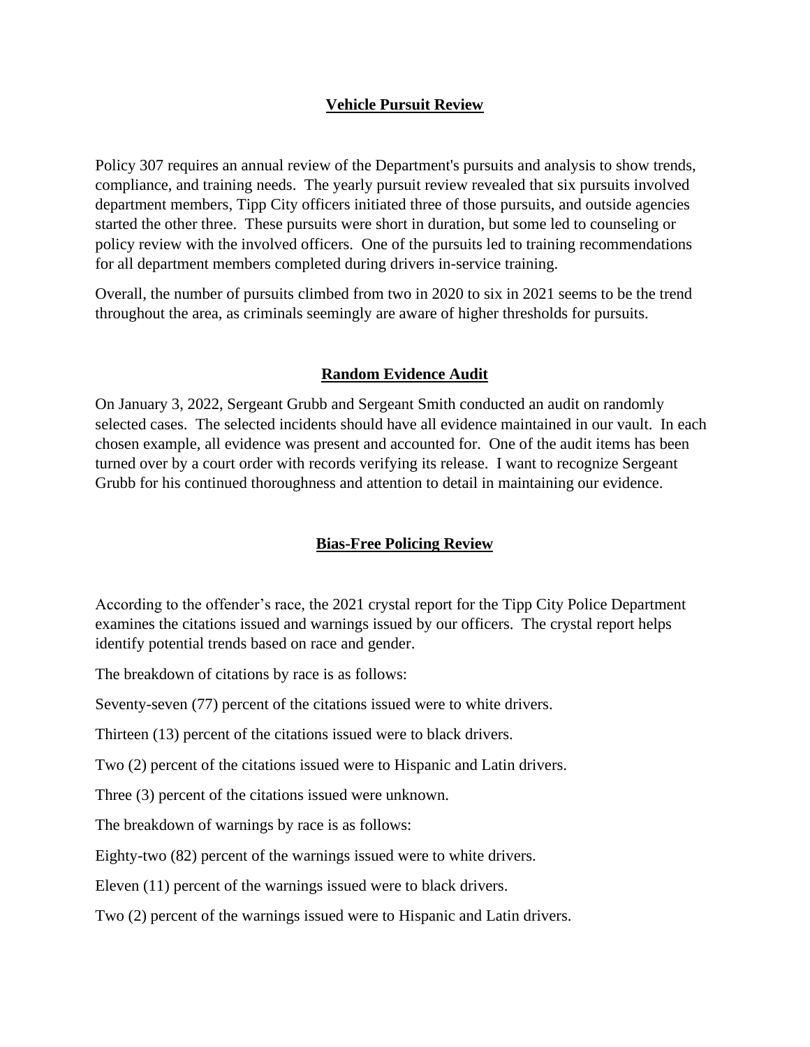## Vehicle Pursuit Review

Policy 307 requires an annual review of the Department's pursuits and analysis to show trends, compliance, and training needs. The yearly pursuit review revealed that six pursuits involved department members, Tipp City officers initiated three of those pursuits, and outside agencies started the other three. These pursuits were short in duration, but some led to counseling or policy review with the involved officers. One of the pursuits led to training recommendations for all department members completed during drivers in-service training.

Overall, the number of pursuits climbed from two in 2020 to six in 2021 seems to be the trend throughout the area, as criminals seemingly are aware of higher thresholds for pursuits.

## Random Evidence Audit

On January 3, 2022, Sergeant Grubb and Sergeant Smith conducted an audit on randomly selected cases. The selected incidents should have all evidence maintained in our vault. In each chosen example, all evidence was present and accounted for. One of the audit items has been turned over by a court order with records verifying its release. I want to recognize Sergeant Grubb for his continued thoroughness and attention to detail in maintaining our evidence.

## Bias-Free Policing Review

According to the offender's race, the 2021 crystal report for the Tipp City Police Department examines the citations issued and warnings issued by our officers. The crystal report helps identify potential trends based on race and gender.

The breakdown of citations by race is as follows:

Seventy-seven (77) percent of the citations issued were to white drivers.

Thirteen (13) percent of the citations issued were to black drivers.

Two (2) percent of the citations issued were to Hispanic and Latin drivers.

Three (3) percent of the citations issued were unknown.

The breakdown of warnings by race is as follows:

Eighty-two (82) percent of the warnings issued were to white drivers.

Eleven (11) percent of the warnings issued were to black drivers.

Two (2) percent of the warnings issued were to Hispanic and Latin drivers.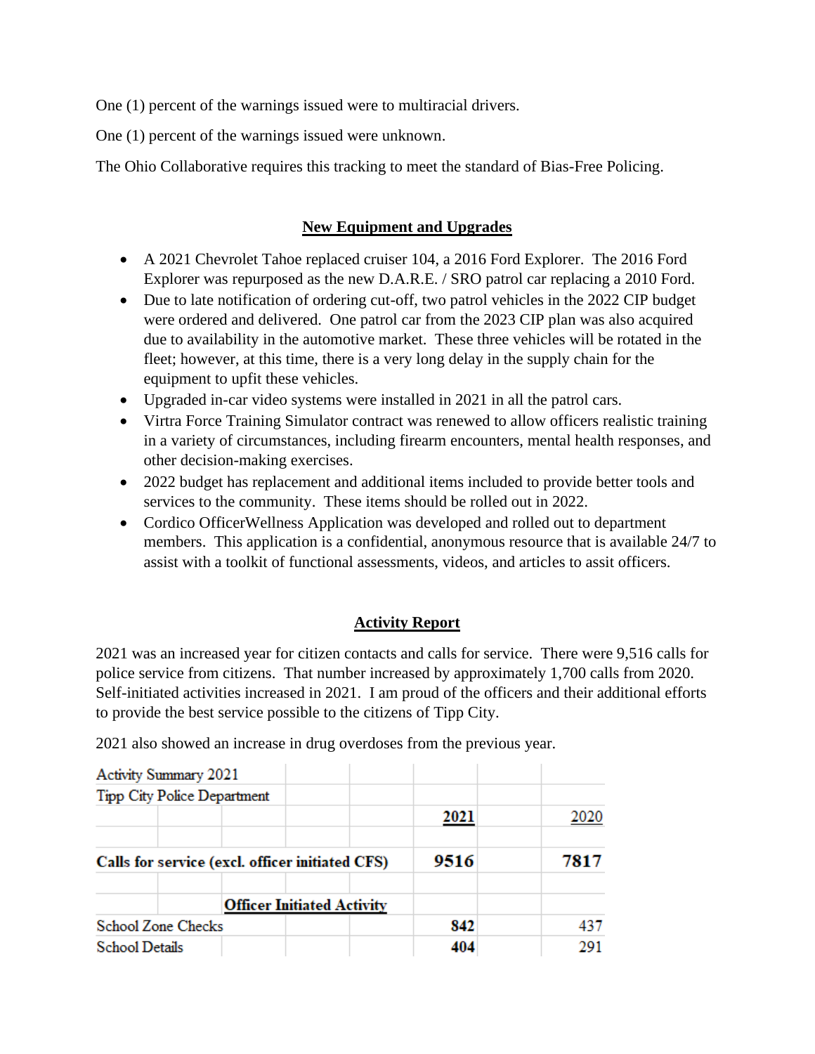One (1) percent of the warnings issued were to multiracial drivers.

One (1) percent of the warnings issued were unknown.

The Ohio Collaborative requires this tracking to meet the standard of Bias-Free Policing.

## New Equipment and Upgrades

- A 2021 Chevrolet Tahoe replaced cruiser 104, a 2016 Ford Explorer. The 2016 Ford Explorer was repurposed as the new D.A.R.E. / SRO patrol car replacing a 2010 Ford.
- Due to late notification of ordering cut-off, two patrol vehicles in the 2022 CIP budget were ordered and delivered. One patrol car from the 2023 CIP plan was also acquired due to availability in the automotive market. These three vehicles will be rotated in the fleet; however, at this time, there is a very long delay in the supply chain for the equipment to upfit these vehicles.
- Upgraded in-car video systems were installed in 2021 in all the patrol cars.
- Virtra Force Training Simulator contract was renewed to allow officers realistic training in a variety of circumstances, including firearm encounters, mental health responses, and other decision-making exercises.
- 2022 budget has replacement and additional items included to provide better tools and services to the community. These items should be rolled out in 2022.
- Cordico OfficerWellness Application was developed and rolled out to department members. This application is a confidential, anonymous resource that is available 24/7 to assist with a toolkit of functional assessments, videos, and articles to assit officers.

## Activity Report

2021 was an increased year for citizen contacts and calls for service. There were 9,516 calls for police service from citizens. That number increased by approximately 1,700 calls from 2020. Self-initiated activities increased in 2021. I am proud of the officers and their additional efforts to provide the best service possible to the citizens of Tipp City.

2021 also showed an increase in drug overdoses from the previous year.

| Activity Summary 2021 | | |
|---|---|---|
| Tipp City Police Department | | |
| | **2021** | 2020 |
| **Calls for service (excl. officer initiated CFS)** | **9516** | **7817** |
| **Officer Initiated Activity** | | |
| School Zone Checks | **842** | 437 |
| School Details | **404** | 291 |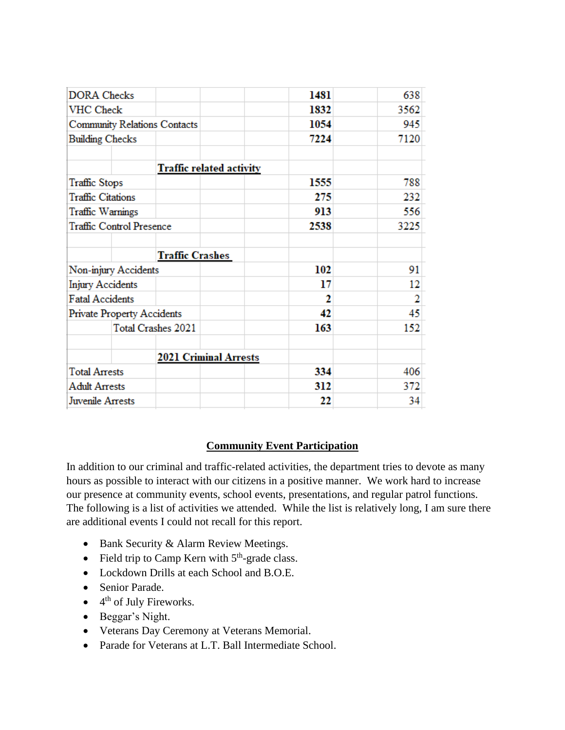| | | |
|---|---|---|
| DORA Checks | **1481** | 638 |
| VHC Check | **1832** | 3562 |
| Community Relations Contacts | **1054** | 945 |
| Building Checks | **7224** | 7120 |
| | | |
| **Traffic related activity** | | |
| Traffic Stops | **1555** | 788 |
| Traffic Citations | **275** | 232 |
| Traffic Warnings | **913** | 556 |
| Traffic Control Presence | **2538** | 3225 |
| | | |
| **Traffic Crashes** | | |
| Non-injury Accidents | **102** | 91 |
| Injury Accidents | **17** | 12 |
| Fatal Accidents | **2** | 2 |
| Private Property Accidents | **42** | 45 |
| Total Crashes 2021 | **163** | 152 |
| | | |
| **2021 Criminal Arrests** | | |
| Total Arrests | **334** | 406 |
| Adult Arrests | **312** | 372 |
| Juvenile Arrests | **22** | 34 |

## Community Event Participation

In addition to our criminal and traffic-related activities, the department tries to devote as many hours as possible to interact with our citizens in a positive manner. We work hard to increase our presence at community events, school events, presentations, and regular patrol functions. The following is a list of activities we attended. While the list is relatively long, I am sure there are additional events I could not recall for this report.

- Bank Security & Alarm Review Meetings.
- Field trip to Camp Kern with 5th-grade class.
- Lockdown Drills at each School and B.O.E.
- Senior Parade.
- 4th of July Fireworks.
- Beggar's Night.
- Veterans Day Ceremony at Veterans Memorial.
- Parade for Veterans at L.T. Ball Intermediate School.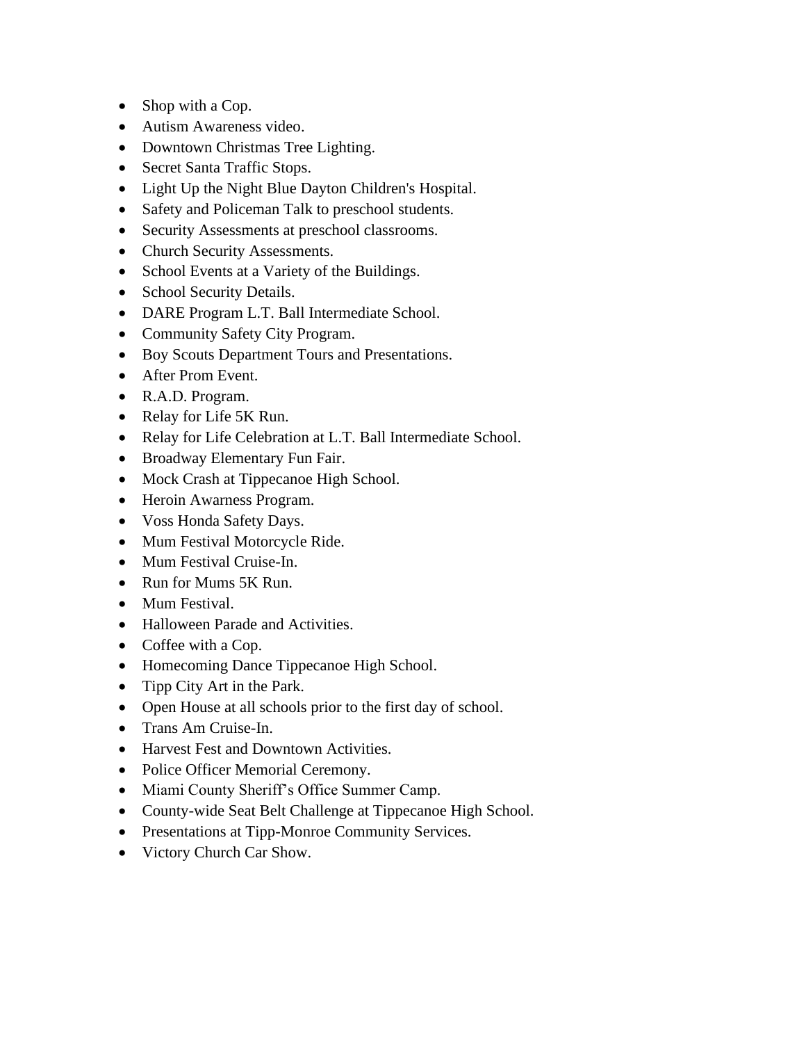- Shop with a Cop.
- Autism Awareness video.
- Downtown Christmas Tree Lighting.
- Secret Santa Traffic Stops.
- Light Up the Night Blue Dayton Children's Hospital.
- Safety and Policeman Talk to preschool students.
- Security Assessments at preschool classrooms.
- Church Security Assessments.
- School Events at a Variety of the Buildings.
- School Security Details.
- DARE Program L.T. Ball Intermediate School.
- Community Safety City Program.
- Boy Scouts Department Tours and Presentations.
- After Prom Event.
- R.A.D. Program.
- Relay for Life 5K Run.
- Relay for Life Celebration at L.T. Ball Intermediate School.
- Broadway Elementary Fun Fair.
- Mock Crash at Tippecanoe High School.
- Heroin Awarness Program.
- Voss Honda Safety Days.
- Mum Festival Motorcycle Ride.
- Mum Festival Cruise-In.
- Run for Mums 5K Run.
- Mum Festival.
- Halloween Parade and Activities.
- Coffee with a Cop.
- Homecoming Dance Tippecanoe High School.
- Tipp City Art in the Park.
- Open House at all schools prior to the first day of school.
- Trans Am Cruise-In.
- Harvest Fest and Downtown Activities.
- Police Officer Memorial Ceremony.
- Miami County Sheriff's Office Summer Camp.
- County-wide Seat Belt Challenge at Tippecanoe High School.
- Presentations at Tipp-Monroe Community Services.
- Victory Church Car Show.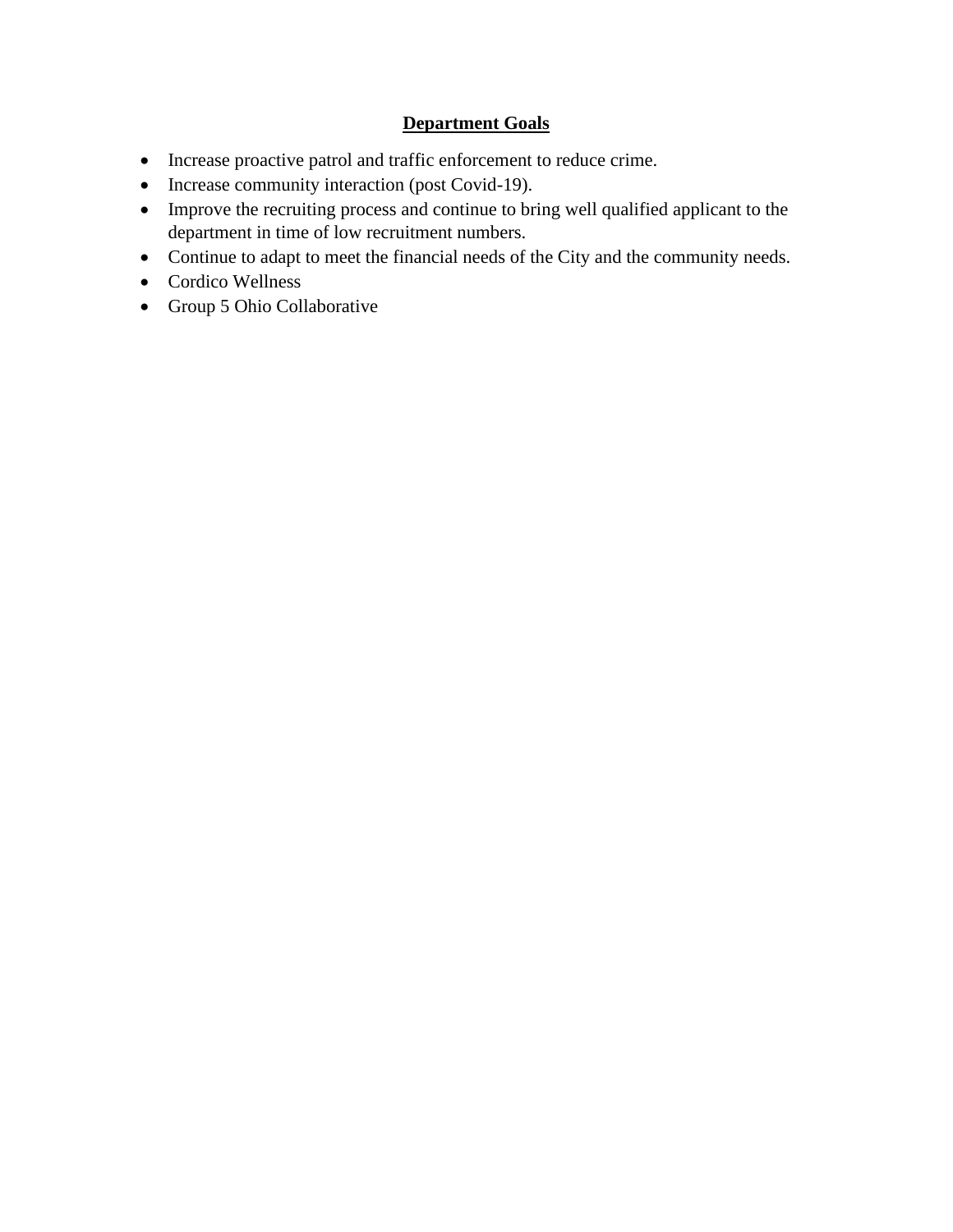## Department Goals

- Increase proactive patrol and traffic enforcement to reduce crime.
- Increase community interaction (post Covid-19).
- Improve the recruiting process and continue to bring well qualified applicant to the department in time of low recruitment numbers.
- Continue to adapt to meet the financial needs of the City and the community needs.
- Cordico Wellness
- Group 5 Ohio Collaborative